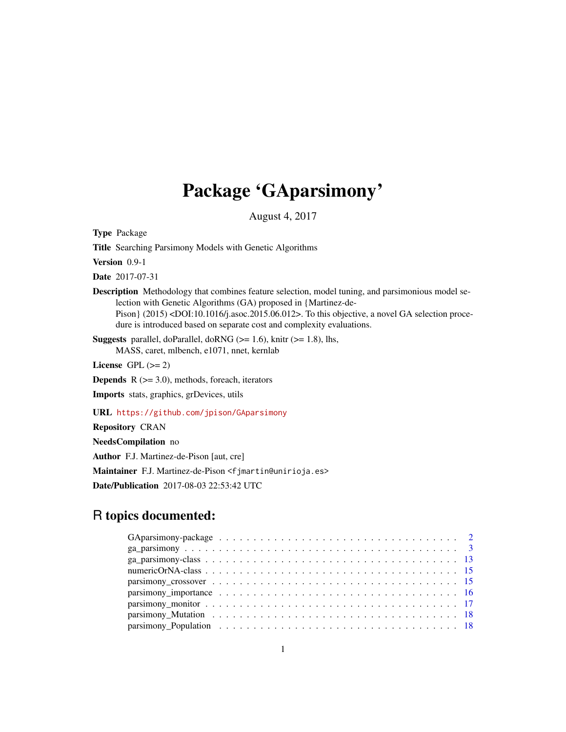# Package 'GAparsimony'

August 4, 2017

**Type** Package

**Title** Searching Parsimony Models with Genetic Algorithms

**Version** 0.9-1

**Date** 2017-07-31

**Description** Methodology that combines feature selection, model tuning, and parsimonious model selection with Genetic Algorithms (GA) proposed in {Martinez-de-Pison} (2015) <DOI:10.1016/j.asoc.2015.06.012>. To this objective, a novel GA selection procedure is introduced based on separate cost and complexity evaluations.

**Suggests** parallel, doParallel, doRNG (>= 1.6), knitr (>= 1.8), lhs, MASS, caret, mlbench, e1071, nnet, kernlab

**License** GPL (>= 2)

**Depends** R (>= 3.0), methods, foreach, iterators

**Imports** stats, graphics, grDevices, utils

**URL** https://github.com/jpison/GAparsimony

**Repository** CRAN

**NeedsCompilation** no

**Author** F.J. Martinez-de-Pison [aut, cre]

**Maintainer** F.J. Martinez-de-Pison <fjmartin@unirioja.es>

**Date/Publication** 2017-08-03 22:53:42 UTC

## R topics documented:

- GAparsimony-package . . . . . . . . . . . . . . . . . . . . . . . . . . . . . . . . . . . 2
- ga_parsimony . . . . . . . . . . . . . . . . . . . . . . . . . . . . . . . . . . . . . . . 3
- ga_parsimony-class . . . . . . . . . . . . . . . . . . . . . . . . . . . . . . . . . . . 13
- numericOrNA-class . . . . . . . . . . . . . . . . . . . . . . . . . . . . . . . . . . . 15
- parsimony_crossover . . . . . . . . . . . . . . . . . . . . . . . . . . . . . . . . . . 15
- parsimony_importance . . . . . . . . . . . . . . . . . . . . . . . . . . . . . . . . . 16
- parsimony_monitor . . . . . . . . . . . . . . . . . . . . . . . . . . . . . . . . . . . 17
- parsimony_Mutation . . . . . . . . . . . . . . . . . . . . . . . . . . . . . . . . . . 18
- parsimony_Population . . . . . . . . . . . . . . . . . . . . . . . . . . . . . . . . . 18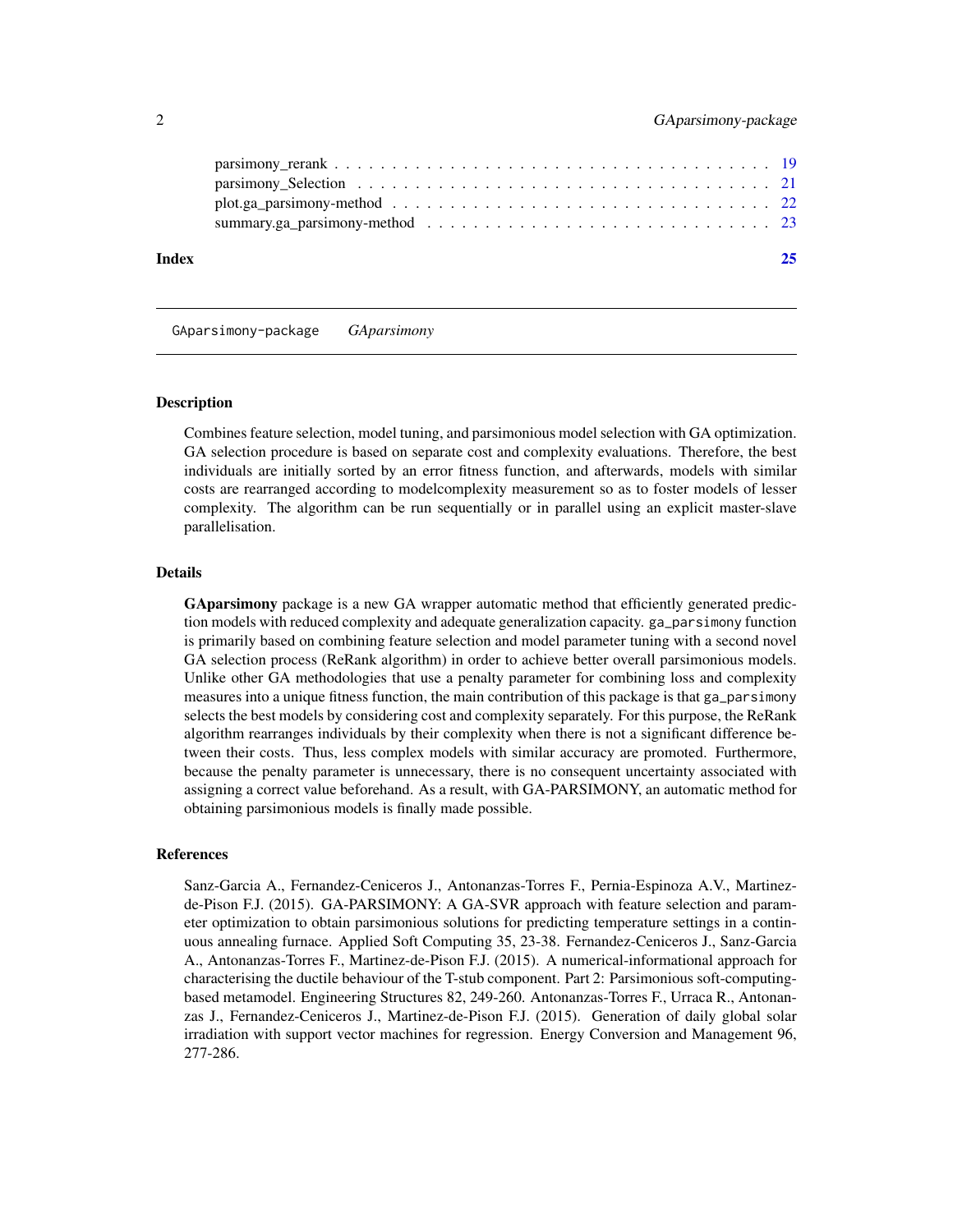parsimony_rerank . . . . . . . . . . . . . . . . . . . . . . . . . . . . . . . . . . . . 19
parsimony_Selection . . . . . . . . . . . . . . . . . . . . . . . . . . . . . . . . . . . 21
plot.ga_parsimony-method . . . . . . . . . . . . . . . . . . . . . . . . . . . . . . . . 22
summary.ga_parsimony-method . . . . . . . . . . . . . . . . . . . . . . . . . . . . . . 23

**Index** **25**

---

GAparsimony-package *GAparsimony*

---

### Description

Combines feature selection, model tuning, and parsimonious model selection with GA optimization. GA selection procedure is based on separate cost and complexity evaluations. Therefore, the best individuals are initially sorted by an error fitness function, and afterwards, models with similar costs are rearranged according to modelcomplexity measurement so as to foster models of lesser complexity. The algorithm can be run sequentially or in parallel using an explicit master-slave parallelisation.

### Details

**GAparsimony** package is a new GA wrapper automatic method that efficiently generated prediction models with reduced complexity and adequate generalization capacity. `ga_parsimony` function is primarily based on combining feature selection and model parameter tuning with a second novel GA selection process (ReRank algorithm) in order to achieve better overall parsimonious models. Unlike other GA methodologies that use a penalty parameter for combining loss and complexity measures into a unique fitness function, the main contribution of this package is that `ga_parsimony` selects the best models by considering cost and complexity separately. For this purpose, the ReRank algorithm rearranges individuals by their complexity when there is not a significant difference between their costs. Thus, less complex models with similar accuracy are promoted. Furthermore, because the penalty parameter is unnecessary, there is no consequent uncertainty associated with assigning a correct value beforehand. As a result, with GA-PARSIMONY, an automatic method for obtaining parsimonious models is finally made possible.

### References

Sanz-Garcia A., Fernandez-Ceniceros J., Antonanzas-Torres F., Pernia-Espinoza A.V., Martinez-de-Pison F.J. (2015). GA-PARSIMONY: A GA-SVR approach with feature selection and parameter optimization to obtain parsimonious solutions for predicting temperature settings in a continuous annealing furnace. Applied Soft Computing 35, 23-38. Fernandez-Ceniceros J., Sanz-Garcia A., Antonanzas-Torres F., Martinez-de-Pison F.J. (2015). A numerical-informational approach for characterising the ductile behaviour of the T-stub component. Part 2: Parsimonious soft-computing-based metamodel. Engineering Structures 82, 249-260. Antonanzas-Torres F., Urraca R., Antonanzas J., Fernandez-Ceniceros J., Martinez-de-Pison F.J. (2015). Generation of daily global solar irradiation with support vector machines for regression. Energy Conversion and Management 96, 277-286.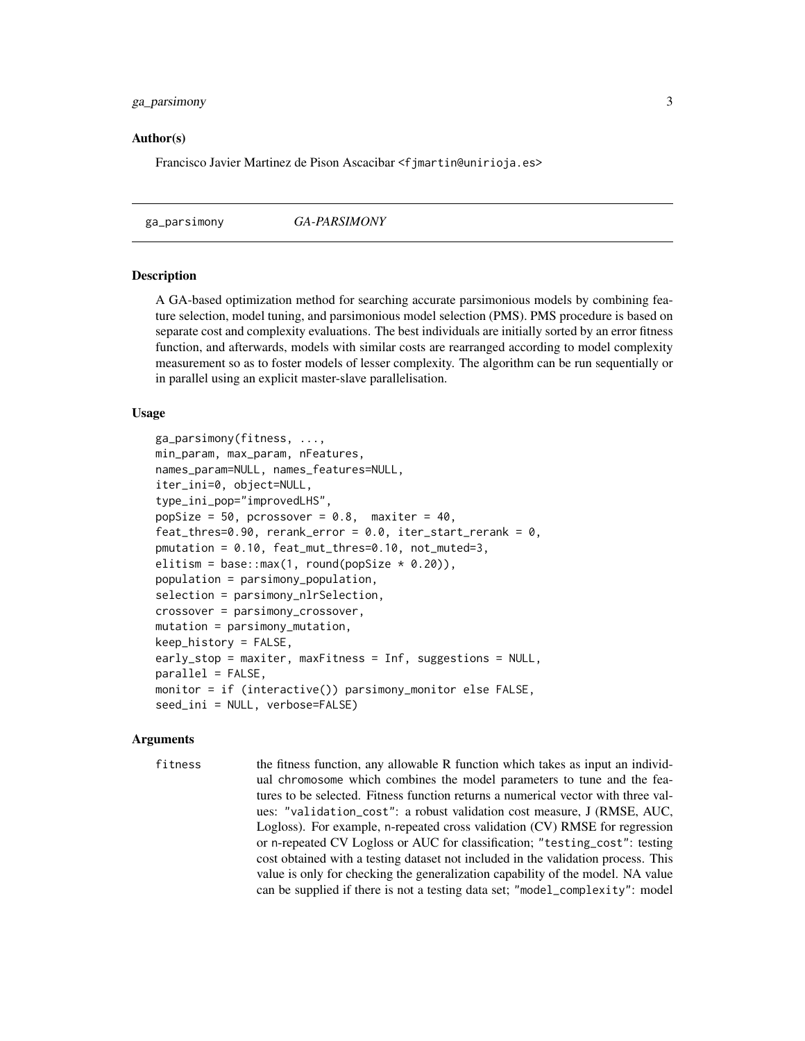### Author(s)

Francisco Javier Martinez de Pison Ascacibar <fjmartin@unirioja.es>

---

## ga_parsimony        *GA-PARSIMONY*

---

### Description

A GA-based optimization method for searching accurate parsimonious models by combining feature selection, model tuning, and parsimonious model selection (PMS). PMS procedure is based on separate cost and complexity evaluations. The best individuals are initially sorted by an error fitness function, and afterwards, models with similar costs are rearranged according to model complexity measurement so as to foster models of lesser complexity. The algorithm can be run sequentially or in parallel using an explicit master-slave parallelisation.

### Usage

```
ga_parsimony(fitness, ...,
min_param, max_param, nFeatures,
names_param=NULL, names_features=NULL,
iter_ini=0, object=NULL,
type_ini_pop="improvedLHS",
popSize = 50, pcrossover = 0.8,  maxiter = 40,
feat_thres=0.90, rerank_error = 0.0, iter_start_rerank = 0,
pmutation = 0.10, feat_mut_thres=0.10, not_muted=3,
elitism = base::max(1, round(popSize * 0.20)),
population = parsimony_population,
selection = parsimony_nlrSelection,
crossover = parsimony_crossover,
mutation = parsimony_mutation,
keep_history = FALSE,
early_stop = maxiter, maxFitness = Inf, suggestions = NULL,
parallel = FALSE,
monitor = if (interactive()) parsimony_monitor else FALSE,
seed_ini = NULL, verbose=FALSE)
```

### Arguments

`fitness` the fitness function, any allowable R function which takes as input an individual chromosome which combines the model parameters to tune and the features to be selected. Fitness function returns a numerical vector with three values: `"validation_cost"`: a robust validation cost measure, J (RMSE, AUC, Logloss). For example, n-repeated cross validation (CV) RMSE for regression or n-repeated CV Logloss or AUC for classification; `"testing_cost"`: testing cost obtained with a testing dataset not included in the validation process. This value is only for checking the generalization capability of the model. NA value can be supplied if there is not a testing data set; `"model_complexity"`: model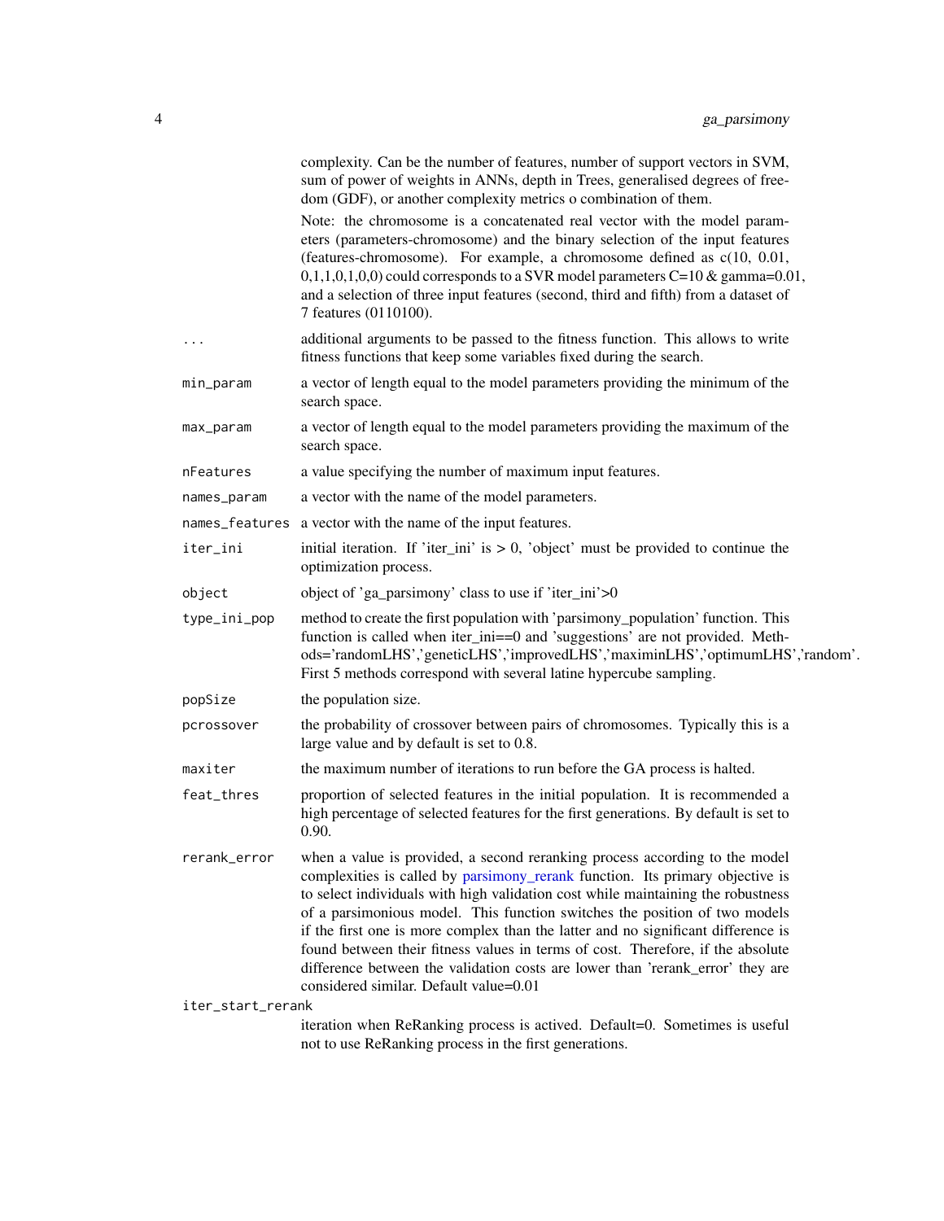complexity. Can be the number of features, number of support vectors in SVM, sum of power of weights in ANNs, depth in Trees, generalised degrees of freedom (GDF), or another complexity metrics o combination of them.

Note: the chromosome is a concatenated real vector with the model parameters (parameters-chromosome) and the binary selection of the input features (features-chromosome). For example, a chromosome defined as c(10, 0.01, 0,1,1,0,1,0,0) could corresponds to a SVR model parameters C=10 & gamma=0.01, and a selection of three input features (second, third and fifth) from a dataset of 7 features (0110100).

| | |
|---|---|
| `...` | additional arguments to be passed to the fitness function. This allows to write fitness functions that keep some variables fixed during the search. |
| `min_param` | a vector of length equal to the model parameters providing the minimum of the search space. |
| `max_param` | a vector of length equal to the model parameters providing the maximum of the search space. |
| `nFeatures` | a value specifying the number of maximum input features. |
| `names_param` | a vector with the name of the model parameters. |
| `names_features` | a vector with the name of the input features. |
| `iter_ini` | initial iteration. If 'iter_ini' is > 0, 'object' must be provided to continue the optimization process. |
| `object` | object of 'ga_parsimony' class to use if 'iter_ini'>0 |
| `type_ini_pop` | method to create the first population with 'parsimony_population' function. This function is called when iter_ini==0 and 'suggestions' are not provided. Methods='randomLHS','geneticLHS','improvedLHS','maximinLHS','optimumLHS','random'. First 5 methods correspond with several latine hypercube sampling. |
| `popSize` | the population size. |
| `pcrossover` | the probability of crossover between pairs of chromosomes. Typically this is a large value and by default is set to 0.8. |
| `maxiter` | the maximum number of iterations to run before the GA process is halted. |
| `feat_thres` | proportion of selected features in the initial population. It is recommended a high percentage of selected features for the first generations. By default is set to 0.90. |
| `rerank_error` | when a value is provided, a second reranking process according to the model complexities is called by parsimony_rerank function. Its primary objective is to select individuals with high validation cost while maintaining the robustness of a parsimonious model. This function switches the position of two models if the first one is more complex than the latter and no significant difference is found between their fitness values in terms of cost. Therefore, if the absolute difference between the validation costs are lower than 'rerank_error' they are considered similar. Default value=0.01 |
| `iter_start_rerank` | iteration when ReRanking process is actived. Default=0. Sometimes is useful not to use ReRanking process in the first generations. |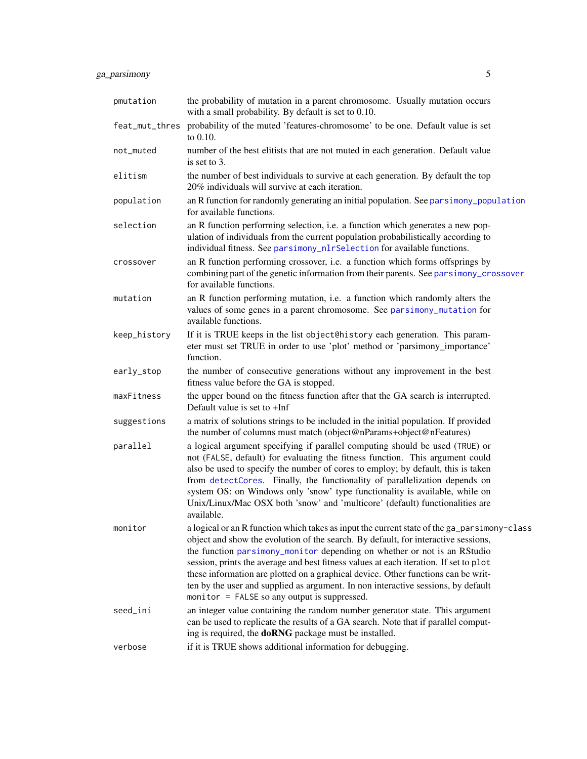| | |
|---|---|
| `pmutation` | the probability of mutation in a parent chromosome. Usually mutation occurs with a small probability. By default is set to 0.10. |
| `feat_mut_thres` | probability of the muted 'features-chromosome' to be one. Default value is set to 0.10. |
| `not_muted` | number of the best elitists that are not muted in each generation. Default value is set to 3. |
| `elitism` | the number of best individuals to survive at each generation. By default the top 20% individuals will survive at each iteration. |
| `population` | an R function for randomly generating an initial population. See `parsimony_population` for available functions. |
| `selection` | an R function performing selection, i.e. a function which generates a new population of individuals from the current population probabilistically according to individual fitness. See `parsimony_nlrSelection` for available functions. |
| `crossover` | an R function performing crossover, i.e. a function which forms offsprings by combining part of the genetic information from their parents. See `parsimony_crossover` for available functions. |
| `mutation` | an R function performing mutation, i.e. a function which randomly alters the values of some genes in a parent chromosome. See `parsimony_mutation` for available functions. |
| `keep_history` | If it is TRUE keeps in the list `object@history` each generation. This parameter must set TRUE in order to use 'plot' method or 'parsimony_importance' function. |
| `early_stop` | the number of consecutive generations without any improvement in the best fitness value before the GA is stopped. |
| `maxFitness` | the upper bound on the fitness function after that the GA search is interrupted. Default value is set to +Inf |
| `suggestions` | a matrix of solutions strings to be included in the initial population. If provided the number of columns must match (object@nParams+object@nFeatures) |
| `parallel` | a logical argument specifying if parallel computing should be used (`TRUE`) or not (`FALSE`, default) for evaluating the fitness function. This argument could also be used to specify the number of cores to employ; by default, this is taken from `detectCores`. Finally, the functionality of parallelization depends on system OS: on Windows only 'snow' type functionality is available, while on Unix/Linux/Mac OSX both 'snow' and 'multicore' (default) functionalities are available. |
| `monitor` | a logical or an R function which takes as input the current state of the `ga_parsimony-class` object and show the evolution of the search. By default, for interactive sessions, the function `parsimony_monitor` depending on whether or not is an RStudio session, prints the average and best fitness values at each iteration. If set to `plot` these information are plotted on a graphical device. Other functions can be written by the user and supplied as argument. In non interactive sessions, by default `monitor = FALSE` so any output is suppressed. |
| `seed_ini` | an integer value containing the random number generator state. This argument can be used to replicate the results of a GA search. Note that if parallel computing is required, the **doRNG** package must be installed. |
| `verbose` | if it is TRUE shows additional information for debugging. |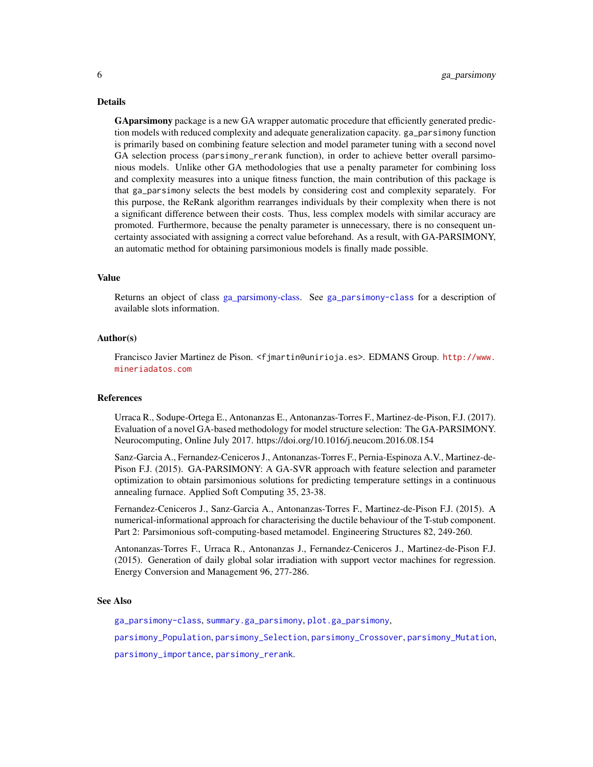## Details

**GAparsimony** package is a new GA wrapper automatic procedure that efficiently generated prediction models with reduced complexity and adequate generalization capacity. `ga_parsimony` function is primarily based on combining feature selection and model parameter tuning with a second novel GA selection process (`parsimony_rerank` function), in order to achieve better overall parsimonious models. Unlike other GA methodologies that use a penalty parameter for combining loss and complexity measures into a unique fitness function, the main contribution of this package is that `ga_parsimony` selects the best models by considering cost and complexity separately. For this purpose, the ReRank algorithm rearranges individuals by their complexity when there is not a significant difference between their costs. Thus, less complex models with similar accuracy are promoted. Furthermore, because the penalty parameter is unnecessary, there is no consequent uncertainty associated with assigning a correct value beforehand. As a result, with GA-PARSIMONY, an automatic method for obtaining parsimonious models is finally made possible.

## Value

Returns an object of class ga_parsimony-class. See `ga_parsimony-class` for a description of available slots information.

## Author(s)

Francisco Javier Martinez de Pison. <fjmartin@unirioja.es>. EDMANS Group. http://www.mineriadatos.com

## References

Urraca R., Sodupe-Ortega E., Antonanzas E., Antonanzas-Torres F., Martinez-de-Pison, F.J. (2017). Evaluation of a novel GA-based methodology for model structure selection: The GA-PARSIMONY. Neurocomputing, Online July 2017. https://doi.org/10.1016/j.neucom.2016.08.154

Sanz-Garcia A., Fernandez-Ceniceros J., Antonanzas-Torres F., Pernia-Espinoza A.V., Martinez-de-Pison F.J. (2015). GA-PARSIMONY: A GA-SVR approach with feature selection and parameter optimization to obtain parsimonious solutions for predicting temperature settings in a continuous annealing furnace. Applied Soft Computing 35, 23-38.

Fernandez-Ceniceros J., Sanz-Garcia A., Antonanzas-Torres F., Martinez-de-Pison F.J. (2015). A numerical-informational approach for characterising the ductile behaviour of the T-stub component. Part 2: Parsimonious soft-computing-based metamodel. Engineering Structures 82, 249-260.

Antonanzas-Torres F., Urraca R., Antonanzas J., Fernandez-Ceniceros J., Martinez-de-Pison F.J. (2015). Generation of daily global solar irradiation with support vector machines for regression. Energy Conversion and Management 96, 277-286.

## See Also

`ga_parsimony-class`, `summary.ga_parsimony`, `plot.ga_parsimony`, `parsimony_Population`, `parsimony_Selection`, `parsimony_Crossover`, `parsimony_Mutation`, `parsimony_importance`, `parsimony_rerank`.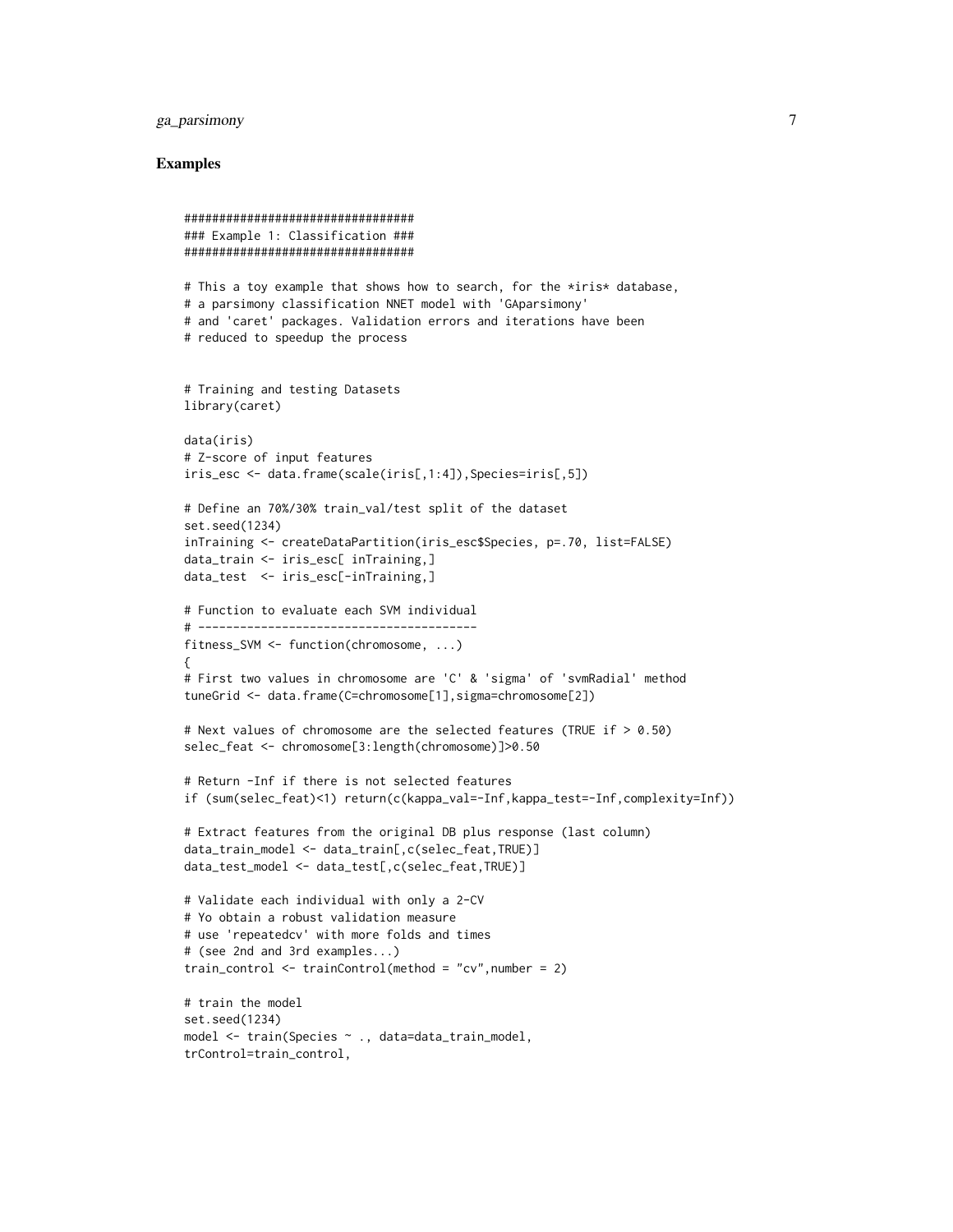### Examples

```
#################################
### Example 1: Classification ###
#################################

# This a toy example that shows how to search, for the *iris* database,
# a parsimony classification NNET model with 'GAparsimony'
# and 'caret' packages. Validation errors and iterations have been
# reduced to speedup the process


# Training and testing Datasets
library(caret)

data(iris)
# Z-score of input features
iris_esc <- data.frame(scale(iris[,1:4]),Species=iris[,5])

# Define an 70%/30% train_val/test split of the dataset
set.seed(1234)
inTraining <- createDataPartition(iris_esc$Species, p=.70, list=FALSE)
data_train <- iris_esc[ inTraining,]
data_test  <- iris_esc[-inTraining,]

# Function to evaluate each SVM individual
# ----------------------------------------
fitness_SVM <- function(chromosome, ...)
{
# First two values in chromosome are 'C' & 'sigma' of 'svmRadial' method
tuneGrid <- data.frame(C=chromosome[1],sigma=chromosome[2])

# Next values of chromosome are the selected features (TRUE if > 0.50)
selec_feat <- chromosome[3:length(chromosome)]>0.50

# Return -Inf if there is not selected features
if (sum(selec_feat)<1) return(c(kappa_val=-Inf,kappa_test=-Inf,complexity=Inf))

# Extract features from the original DB plus response (last column)
data_train_model <- data_train[,c(selec_feat,TRUE)]
data_test_model <- data_test[,c(selec_feat,TRUE)]

# Validate each individual with only a 2-CV
# Yo obtain a robust validation measure
# use 'repeatedcv' with more folds and times
# (see 2nd and 3rd examples...)
train_control <- trainControl(method = "cv",number = 2)

# train the model
set.seed(1234)
model <- train(Species ~ ., data=data_train_model,
trControl=train_control,
```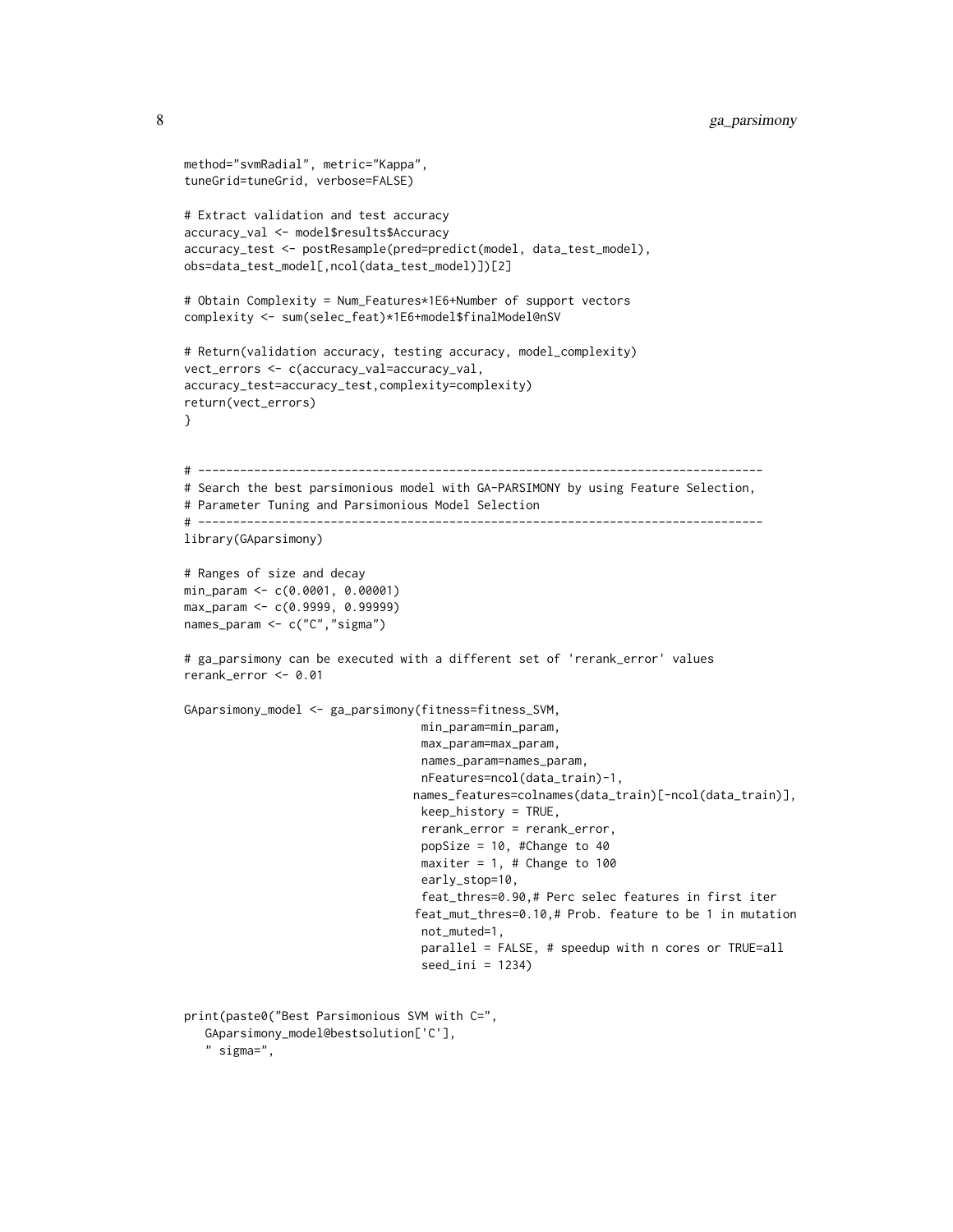```
method="svmRadial", metric="Kappa",
tuneGrid=tuneGrid, verbose=FALSE)

# Extract validation and test accuracy
accuracy_val <- model$results$Accuracy
accuracy_test <- postResample(pred=predict(model, data_test_model),
obs=data_test_model[,ncol(data_test_model)])[2]

# Obtain Complexity = Num_Features*1E6+Number of support vectors
complexity <- sum(selec_feat)*1E6+model$finalModel@nSV

# Return(validation accuracy, testing accuracy, model_complexity)
vect_errors <- c(accuracy_val=accuracy_val,
accuracy_test=accuracy_test,complexity=complexity)
return(vect_errors)
}


# ---------------------------------------------------------------------------------
# Search the best parsimonious model with GA-PARSIMONY by using Feature Selection,
# Parameter Tuning and Parsimonious Model Selection
# ---------------------------------------------------------------------------------
library(GAparsimony)

# Ranges of size and decay
min_param <- c(0.0001, 0.00001)
max_param <- c(0.9999, 0.99999)
names_param <- c("C","sigma")

# ga_parsimony can be executed with a different set of 'rerank_error' values
rerank_error <- 0.01

GAparsimony_model <- ga_parsimony(fitness=fitness_SVM,
                                  min_param=min_param,
                                  max_param=max_param,
                                  names_param=names_param,
                                  nFeatures=ncol(data_train)-1,
                                 names_features=colnames(data_train)[-ncol(data_train)],
                                  keep_history = TRUE,
                                  rerank_error = rerank_error,
                                  popSize = 10, #Change to 40
                                  maxiter = 1, # Change to 100
                                  early_stop=10,
                                  feat_thres=0.90,# Perc selec features in first iter
                                 feat_mut_thres=0.10,# Prob. feature to be 1 in mutation
                                  not_muted=1,
                                  parallel = FALSE, # speedup with n cores or TRUE=all
                                  seed_ini = 1234)


print(paste0("Best Parsimonious SVM with C=",
   GAparsimony_model@bestsolution['C'],
   " sigma=",
```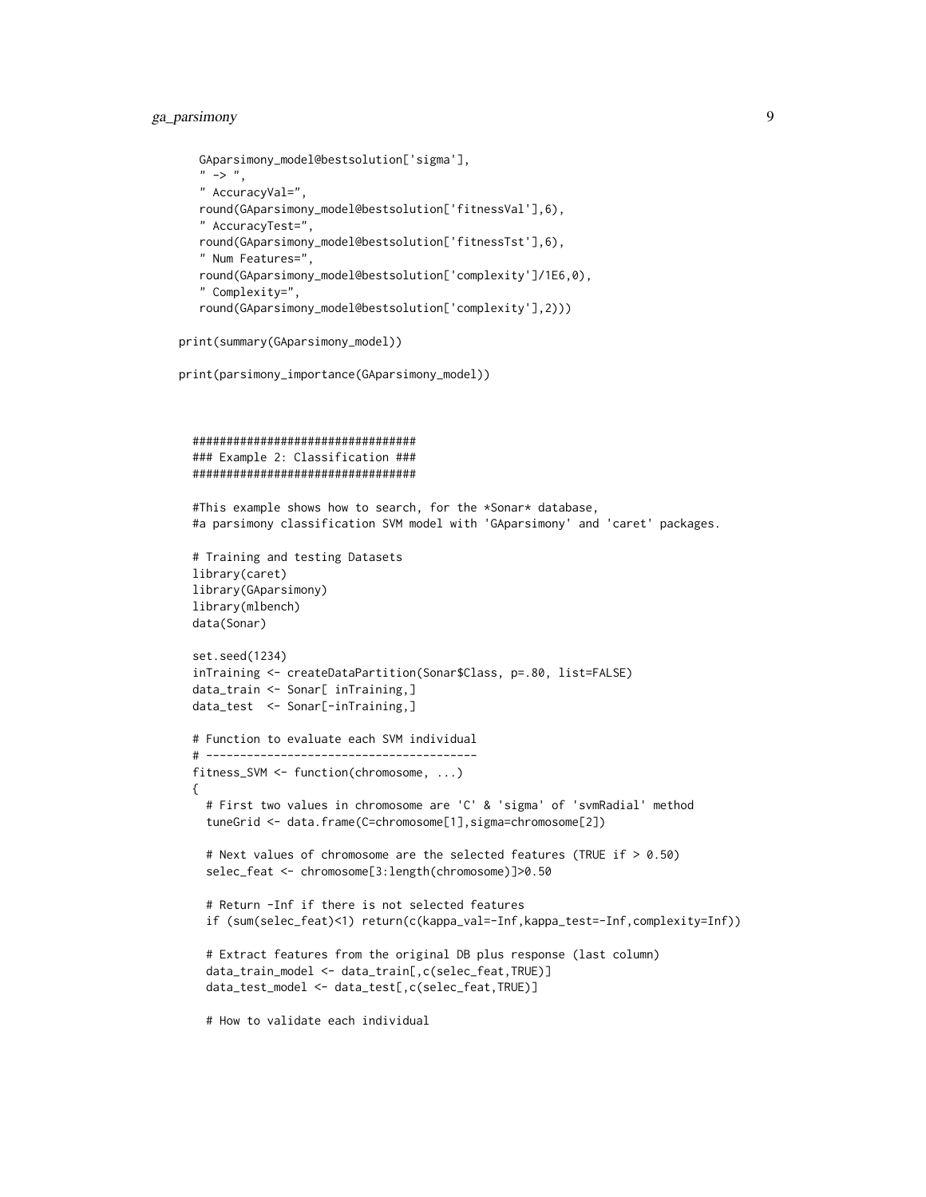```
    GAparsimony_model@bestsolution['sigma'],
    " -> ",
    " AccuracyVal=",
    round(GAparsimony_model@bestsolution['fitnessVal'],6),
    " AccuracyTest=",
    round(GAparsimony_model@bestsolution['fitnessTst'],6),
    " Num Features=",
    round(GAparsimony_model@bestsolution['complexity']/1E6,0),
    " Complexity=",
    round(GAparsimony_model@bestsolution['complexity'],2)))

print(summary(GAparsimony_model))

print(parsimony_importance(GAparsimony_model))



  #################################
  ### Example 2: Classification ###
  #################################

  #This example shows how to search, for the *Sonar* database,
  #a parsimony classification SVM model with 'GAparsimony' and 'caret' packages.

  # Training and testing Datasets
  library(caret)
  library(GAparsimony)
  library(mlbench)
  data(Sonar)

  set.seed(1234)
  inTraining <- createDataPartition(Sonar$Class, p=.80, list=FALSE)
  data_train <- Sonar[ inTraining,]
  data_test  <- Sonar[-inTraining,]

  # Function to evaluate each SVM individual
  # ----------------------------------------
  fitness_SVM <- function(chromosome, ...)
  {
    # First two values in chromosome are 'C' & 'sigma' of 'svmRadial' method
    tuneGrid <- data.frame(C=chromosome[1],sigma=chromosome[2])

    # Next values of chromosome are the selected features (TRUE if > 0.50)
    selec_feat <- chromosome[3:length(chromosome)]>0.50

    # Return -Inf if there is not selected features
    if (sum(selec_feat)<1) return(c(kappa_val=-Inf,kappa_test=-Inf,complexity=Inf))

    # Extract features from the original DB plus response (last column)
    data_train_model <- data_train[,c(selec_feat,TRUE)]
    data_test_model <- data_test[,c(selec_feat,TRUE)]

    # How to validate each individual
```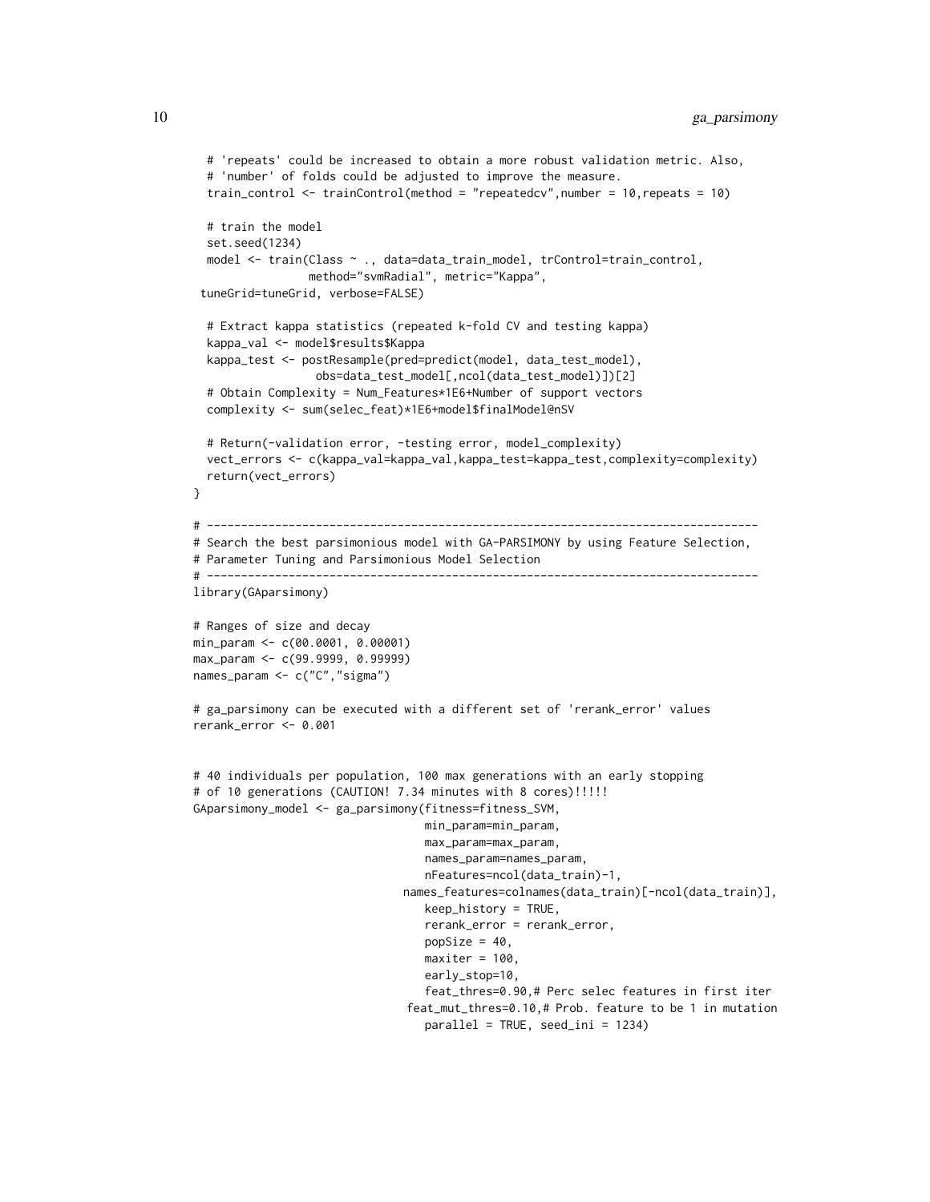```
  # 'repeats' could be increased to obtain a more robust validation metric. Also,
  # 'number' of folds could be adjusted to improve the measure.
  train_control <- trainControl(method = "repeatedcv",number = 10,repeats = 10)

  # train the model
  set.seed(1234)
  model <- train(Class ~ ., data=data_train_model, trControl=train_control,
                 method="svmRadial", metric="Kappa",
 tuneGrid=tuneGrid, verbose=FALSE)

  # Extract kappa statistics (repeated k-fold CV and testing kappa)
  kappa_val <- model$results$Kappa
  kappa_test <- postResample(pred=predict(model, data_test_model),
                  obs=data_test_model[,ncol(data_test_model)])[2]
  # Obtain Complexity = Num_Features*1E6+Number of support vectors
  complexity <- sum(selec_feat)*1E6+model$finalModel@nSV

  # Return(-validation error, -testing error, model_complexity)
  vect_errors <- c(kappa_val=kappa_val,kappa_test=kappa_test,complexity=complexity)
  return(vect_errors)
}

# --------------------------------------------------------------------------------
# Search the best parsimonious model with GA-PARSIMONY by using Feature Selection,
# Parameter Tuning and Parsimonious Model Selection
# --------------------------------------------------------------------------------
library(GAparsimony)

# Ranges of size and decay
min_param <- c(00.0001, 0.00001)
max_param <- c(99.9999, 0.99999)
names_param <- c("C","sigma")

# ga_parsimony can be executed with a different set of 'rerank_error' values
rerank_error <- 0.001


# 40 individuals per population, 100 max generations with an early stopping
# of 10 generations (CAUTION! 7.34 minutes with 8 cores)!!!!!
GAparsimony_model <- ga_parsimony(fitness=fitness_SVM,
                                  min_param=min_param,
                                  max_param=max_param,
                                  names_param=names_param,
                                  nFeatures=ncol(data_train)-1,
                                names_features=colnames(data_train)[-ncol(data_train)],
                                  keep_history = TRUE,
                                  rerank_error = rerank_error,
                                  popSize = 40,
                                  maxiter = 100,
                                  early_stop=10,
                                  feat_thres=0.90,# Perc selec features in first iter
                                feat_mut_thres=0.10,# Prob. feature to be 1 in mutation
                                  parallel = TRUE, seed_ini = 1234)
```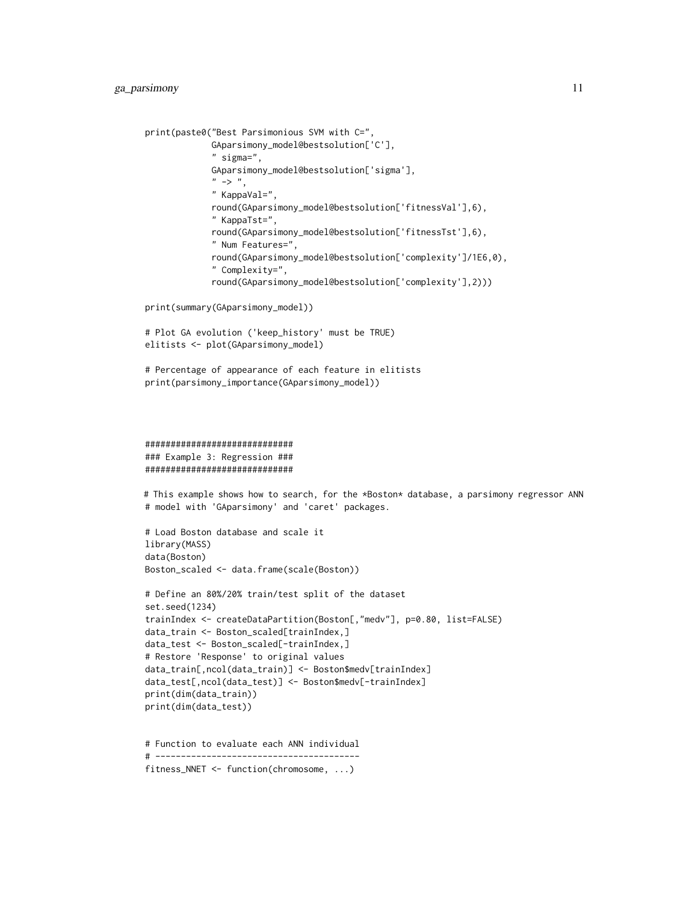```
print(paste0("Best Parsimonious SVM with C=",
             GAparsimony_model@bestsolution['C'],
             " sigma=",
             GAparsimony_model@bestsolution['sigma'],
             " -> ",
             " KappaVal=",
             round(GAparsimony_model@bestsolution['fitnessVal'],6),
             " KappaTst=",
             round(GAparsimony_model@bestsolution['fitnessTst'],6),
             " Num Features=",
             round(GAparsimony_model@bestsolution['complexity']/1E6,0),
             " Complexity=",
             round(GAparsimony_model@bestsolution['complexity'],2)))

print(summary(GAparsimony_model))

# Plot GA evolution ('keep_history' must be TRUE)
elitists <- plot(GAparsimony_model)

# Percentage of appearance of each feature in elitists
print(parsimony_importance(GAparsimony_model))




##############################
### Example 3: Regression ###
##############################

# This example shows how to search, for the *Boston* database, a parsimony regressor ANN
# model with 'GAparsimony' and 'caret' packages.

# Load Boston database and scale it
library(MASS)
data(Boston)
Boston_scaled <- data.frame(scale(Boston))

# Define an 80%/20% train/test split of the dataset
set.seed(1234)
trainIndex <- createDataPartition(Boston[,"medv"], p=0.80, list=FALSE)
data_train <- Boston_scaled[trainIndex,]
data_test <- Boston_scaled[-trainIndex,]
# Restore 'Response' to original values
data_train[,ncol(data_train)] <- Boston$medv[trainIndex]
data_test[,ncol(data_test)] <- Boston$medv[-trainIndex]
print(dim(data_train))
print(dim(data_test))


# Function to evaluate each ANN individual
# ----------------------------------------
fitness_NNET <- function(chromosome, ...)
```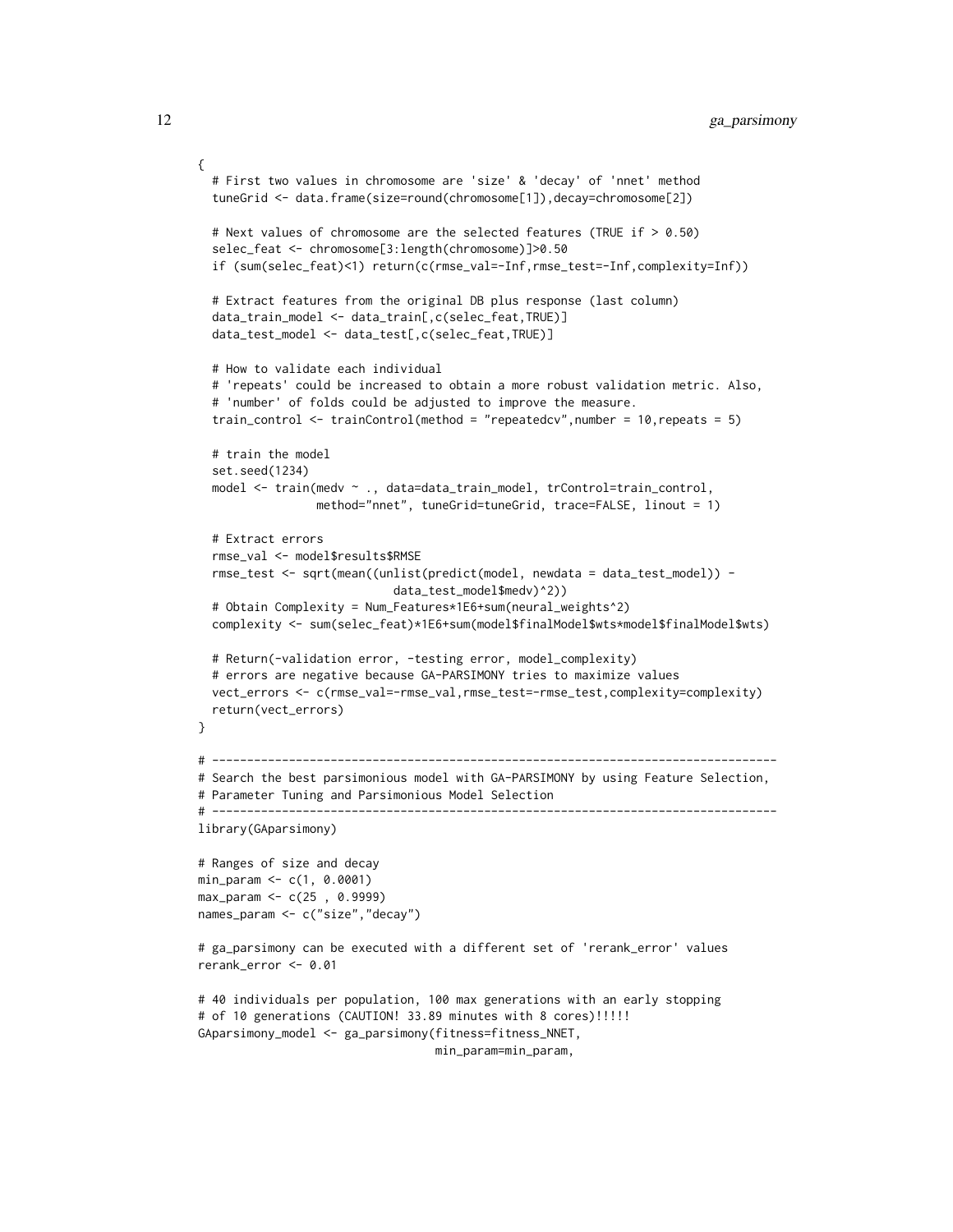```
{
  # First two values in chromosome are 'size' & 'decay' of 'nnet' method
  tuneGrid <- data.frame(size=round(chromosome[1]),decay=chromosome[2])

  # Next values of chromosome are the selected features (TRUE if > 0.50)
  selec_feat <- chromosome[3:length(chromosome)]>0.50
  if (sum(selec_feat)<1) return(c(rmse_val=-Inf,rmse_test=-Inf,complexity=Inf))

  # Extract features from the original DB plus response (last column)
  data_train_model <- data_train[,c(selec_feat,TRUE)]
  data_test_model <- data_test[,c(selec_feat,TRUE)]

  # How to validate each individual
  # 'repeats' could be increased to obtain a more robust validation metric. Also,
  # 'number' of folds could be adjusted to improve the measure.
  train_control <- trainControl(method = "repeatedcv",number = 10,repeats = 5)

  # train the model
  set.seed(1234)
  model <- train(medv ~ ., data=data_train_model, trControl=train_control,
               method="nnet", tuneGrid=tuneGrid, trace=FALSE, linout = 1)

  # Extract errors
  rmse_val <- model$results$RMSE
  rmse_test <- sqrt(mean((unlist(predict(model, newdata = data_test_model)) -
                          data_test_model$medv)^2))
  # Obtain Complexity = Num_Features*1E6+sum(neural_weights^2)
  complexity <- sum(selec_feat)*1E6+sum(model$finalModel$wts*model$finalModel$wts)

  # Return(-validation error, -testing error, model_complexity)
  # errors are negative because GA-PARSIMONY tries to maximize values
  vect_errors <- c(rmse_val=-rmse_val,rmse_test=-rmse_test,complexity=complexity)
  return(vect_errors)
}

# ---------------------------------------------------------------------------------
# Search the best parsimonious model with GA-PARSIMONY by using Feature Selection,
# Parameter Tuning and Parsimonious Model Selection
# ---------------------------------------------------------------------------------
library(GAparsimony)

# Ranges of size and decay
min_param <- c(1, 0.0001)
max_param <- c(25 , 0.9999)
names_param <- c("size","decay")

# ga_parsimony can be executed with a different set of 'rerank_error' values
rerank_error <- 0.01

# 40 individuals per population, 100 max generations with an early stopping
# of 10 generations (CAUTION! 33.89 minutes with 8 cores)!!!!!
GAparsimony_model <- ga_parsimony(fitness=fitness_NNET,
                                  min_param=min_param,
```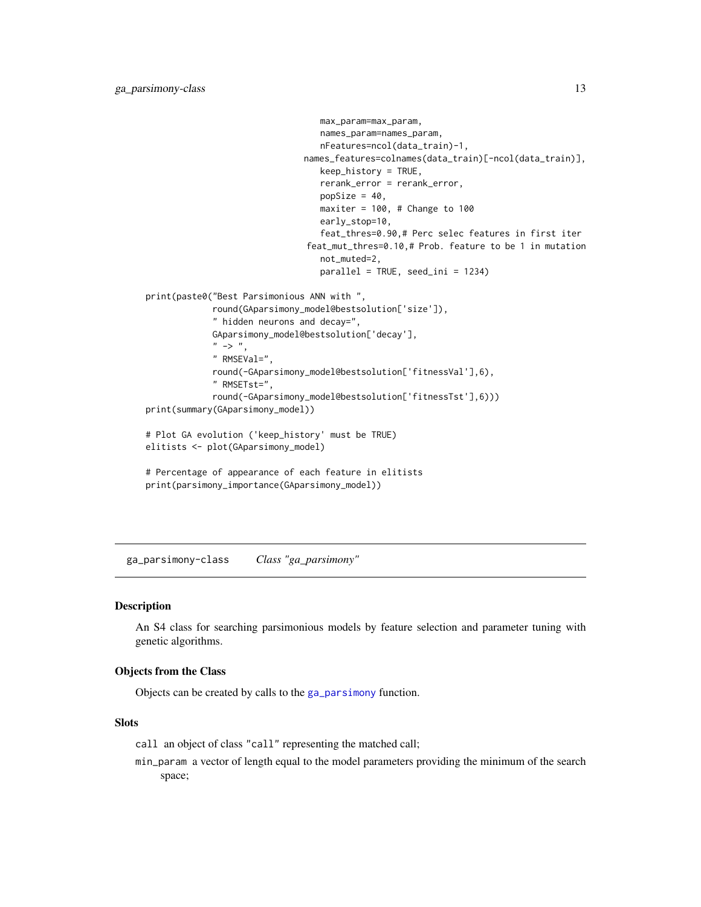```
                                    max_param=max_param,
                                    names_param=names_param,
                                    nFeatures=ncol(data_train)-1,
                                 names_features=colnames(data_train)[-ncol(data_train)],
                                    keep_history = TRUE,
                                    rerank_error = rerank_error,
                                    popSize = 40,
                                    maxiter = 100, # Change to 100
                                    early_stop=10,
                                    feat_thres=0.90,# Perc selec features in first iter
                                  feat_mut_thres=0.10,# Prob. feature to be 1 in mutation
                                    not_muted=2,
                                    parallel = TRUE, seed_ini = 1234)

print(paste0("Best Parsimonious ANN with ",
             round(GAparsimony_model@bestsolution['size']),
             " hidden neurons and decay=",
             GAparsimony_model@bestsolution['decay'],
             " -> ",
             " RMSEVal=",
             round(-GAparsimony_model@bestsolution['fitnessVal'],6),
             " RMSETst=",
             round(-GAparsimony_model@bestsolution['fitnessTst'],6)))
print(summary(GAparsimony_model))

# Plot GA evolution ('keep_history' must be TRUE)
elitists <- plot(GAparsimony_model)

# Percentage of appearance of each feature in elitists
print(parsimony_importance(GAparsimony_model))
```

---

## ga_parsimony-class    *Class "ga_parsimony"*

### Description

An S4 class for searching parsimonious models by feature selection and parameter tuning with genetic algorithms.

### Objects from the Class

Objects can be created by calls to the `ga_parsimony` function.

### Slots

`call` an object of class `"call"` representing the matched call;

`min_param` a vector of length equal to the model parameters providing the minimum of the search space;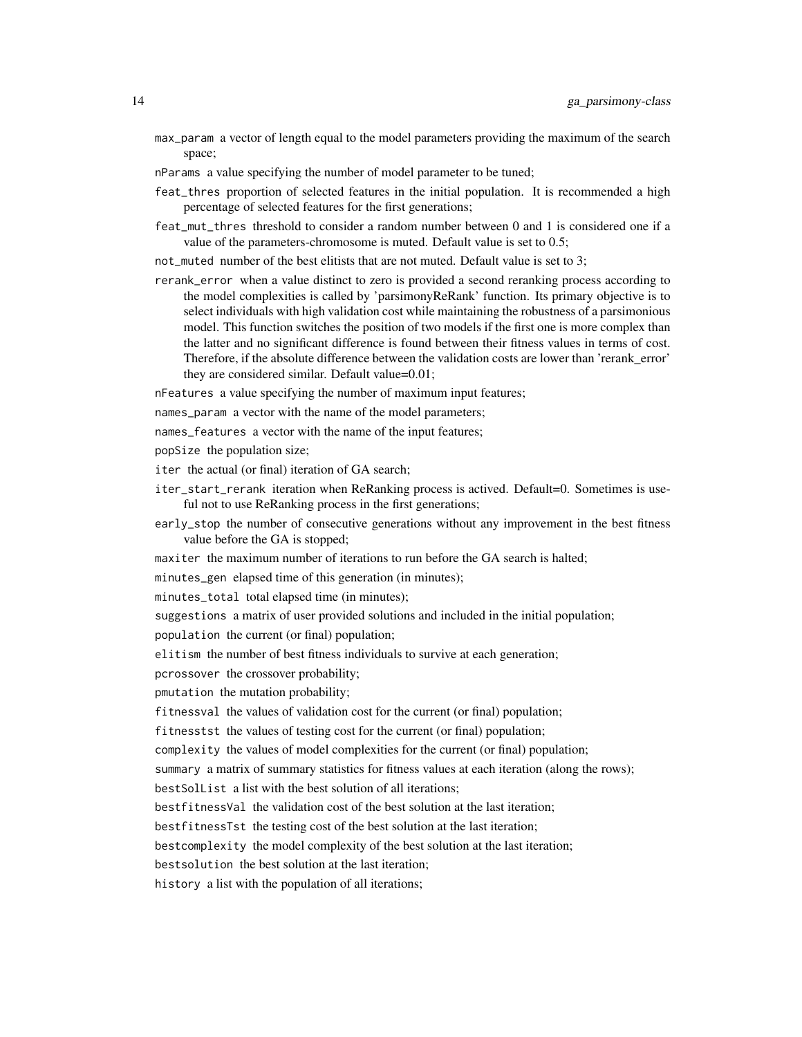`max_param` a vector of length equal to the model parameters providing the maximum of the search space;

`nParams` a value specifying the number of model parameter to be tuned;

`feat_thres` proportion of selected features in the initial population. It is recommended a high percentage of selected features for the first generations;

`feat_mut_thres` threshold to consider a random number between 0 and 1 is considered one if a value of the parameters-chromosome is muted. Default value is set to 0.5;

`not_muted` number of the best elitists that are not muted. Default value is set to 3;

`rerank_error` when a value distinct to zero is provided a second reranking process according to the model complexities is called by 'parsimonyReRank' function. Its primary objective is to select individuals with high validation cost while maintaining the robustness of a parsimonious model. This function switches the position of two models if the first one is more complex than the latter and no significant difference is found between their fitness values in terms of cost. Therefore, if the absolute difference between the validation costs are lower than 'rerank_error' they are considered similar. Default value=0.01;

`nFeatures` a value specifying the number of maximum input features;

`names_param` a vector with the name of the model parameters;

`names_features` a vector with the name of the input features;

`popSize` the population size;

`iter` the actual (or final) iteration of GA search;

`iter_start_rerank` iteration when ReRanking process is actived. Default=0. Sometimes is useful not to use ReRanking process in the first generations;

`early_stop` the number of consecutive generations without any improvement in the best fitness value before the GA is stopped;

`maxiter` the maximum number of iterations to run before the GA search is halted;

`minutes_gen` elapsed time of this generation (in minutes);

`minutes_total` total elapsed time (in minutes);

`suggestions` a matrix of user provided solutions and included in the initial population;

`population` the current (or final) population;

`elitism` the number of best fitness individuals to survive at each generation;

`pcrossover` the crossover probability;

`pmutation` the mutation probability;

`fitnessval` the values of validation cost for the current (or final) population;

`fitnesstst` the values of testing cost for the current (or final) population;

`complexity` the values of model complexities for the current (or final) population;

`summary` a matrix of summary statistics for fitness values at each iteration (along the rows);

`bestSolList` a list with the best solution of all iterations;

`bestfitnessVal` the validation cost of the best solution at the last iteration;

`bestfitnessTst` the testing cost of the best solution at the last iteration;

`bestcomplexity` the model complexity of the best solution at the last iteration;

`bestsolution` the best solution at the last iteration;

`history` a list with the population of all iterations;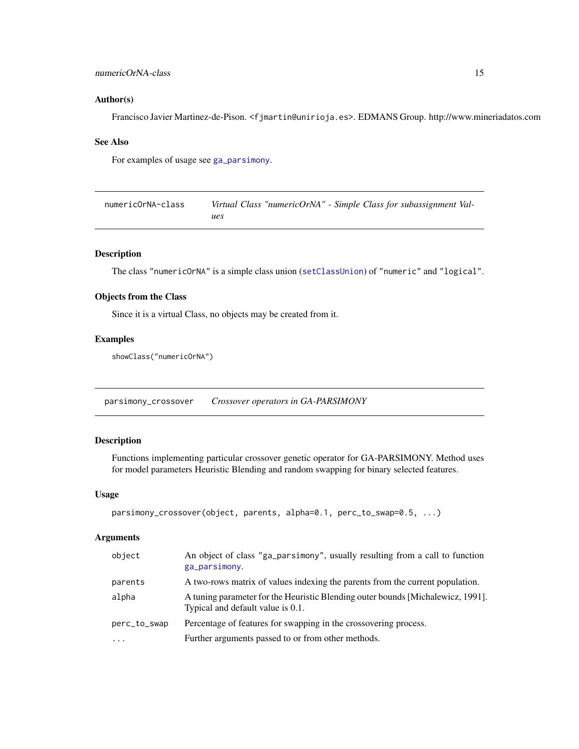### Author(s)

Francisco Javier Martinez-de-Pison. <fjmartin@unirioja.es>. EDMANS Group. http://www.mineriadatos.com

### See Also

For examples of usage see ga_parsimony.

---

## numericOrNA-class — *Virtual Class "numericOrNA" - Simple Class for subassignment Values*

### Description

The class "numericOrNA" is a simple class union (setClassUnion) of "numeric" and "logical".

### Objects from the Class

Since it is a virtual Class, no objects may be created from it.

### Examples

```
showClass("numericOrNA")
```

---

## parsimony_crossover — *Crossover operators in GA-PARSIMONY*

### Description

Functions implementing particular crossover genetic operator for GA-PARSIMONY. Method uses for model parameters Heuristic Blending and random swapping for binary selected features.

### Usage

```
parsimony_crossover(object, parents, alpha=0.1, perc_to_swap=0.5, ...)
```

### Arguments

| | |
|---|---|
| object | An object of class "ga_parsimony", usually resulting from a call to function ga_parsimony. |
| parents | A two-rows matrix of values indexing the parents from the current population. |
| alpha | A tuning parameter for the Heuristic Blending outer bounds [Michalewicz, 1991]. Typical and default value is 0.1. |
| perc_to_swap | Percentage of features for swapping in the crossovering process. |
| ... | Further arguments passed to or from other methods. |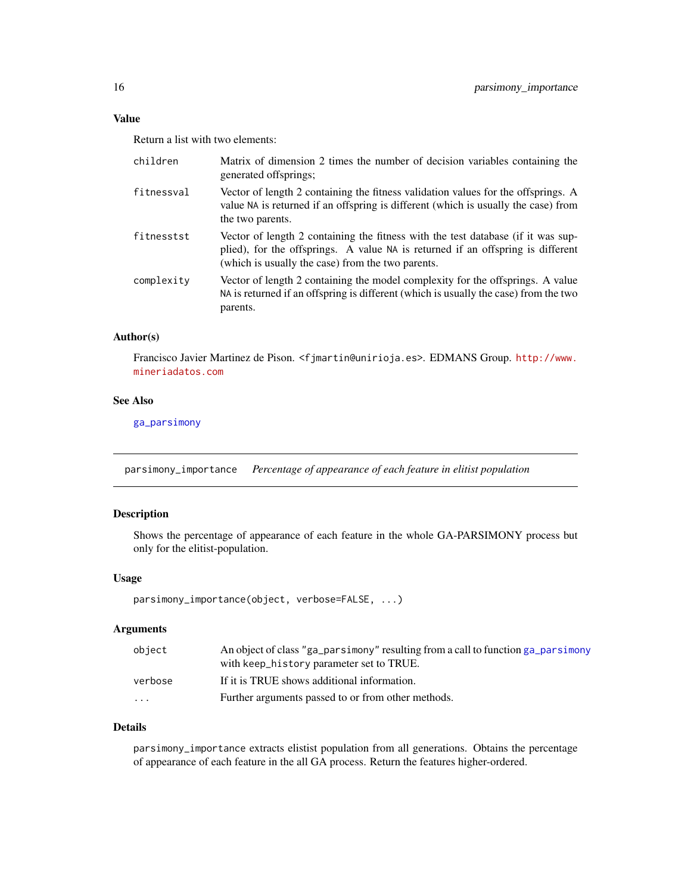### Value

Return a list with two elements:

| | |
|---|---|
| `children` | Matrix of dimension 2 times the number of decision variables containing the generated offsprings; |
| `fitnessval` | Vector of length 2 containing the fitness validation values for the offsprings. A value `NA` is returned if an offspring is different (which is usually the case) from the two parents. |
| `fitnesstst` | Vector of length 2 containing the fitness with the test database (if it was supplied), for the offsprings. A value `NA` is returned if an offspring is different (which is usually the case) from the two parents. |
| `complexity` | Vector of length 2 containing the model complexity for the offsprings. A value `NA` is returned if an offspring is different (which is usually the case) from the two parents. |

### Author(s)

Francisco Javier Martinez de Pison. <fjmartin@unirioja.es>. EDMANS Group. http://www.mineriadatos.com

### See Also

`ga_parsimony`

---

## parsimony_importance *Percentage of appearance of each feature in elitist population*

### Description

Shows the percentage of appearance of each feature in the whole GA-PARSIMONY process but only for the elitist-population.

### Usage

```
parsimony_importance(object, verbose=FALSE, ...)
```

### Arguments

| | |
|---|---|
| `object` | An object of class "ga_parsimony" resulting from a call to function `ga_parsimony` with `keep_history` parameter set to TRUE. |
| `verbose` | If it is TRUE shows additional information. |
| `...` | Further arguments passed to or from other methods. |

### Details

`parsimony_importance` extracts elistist population from all generations. Obtains the percentage of appearance of each feature in the all GA process. Return the features higher-ordered.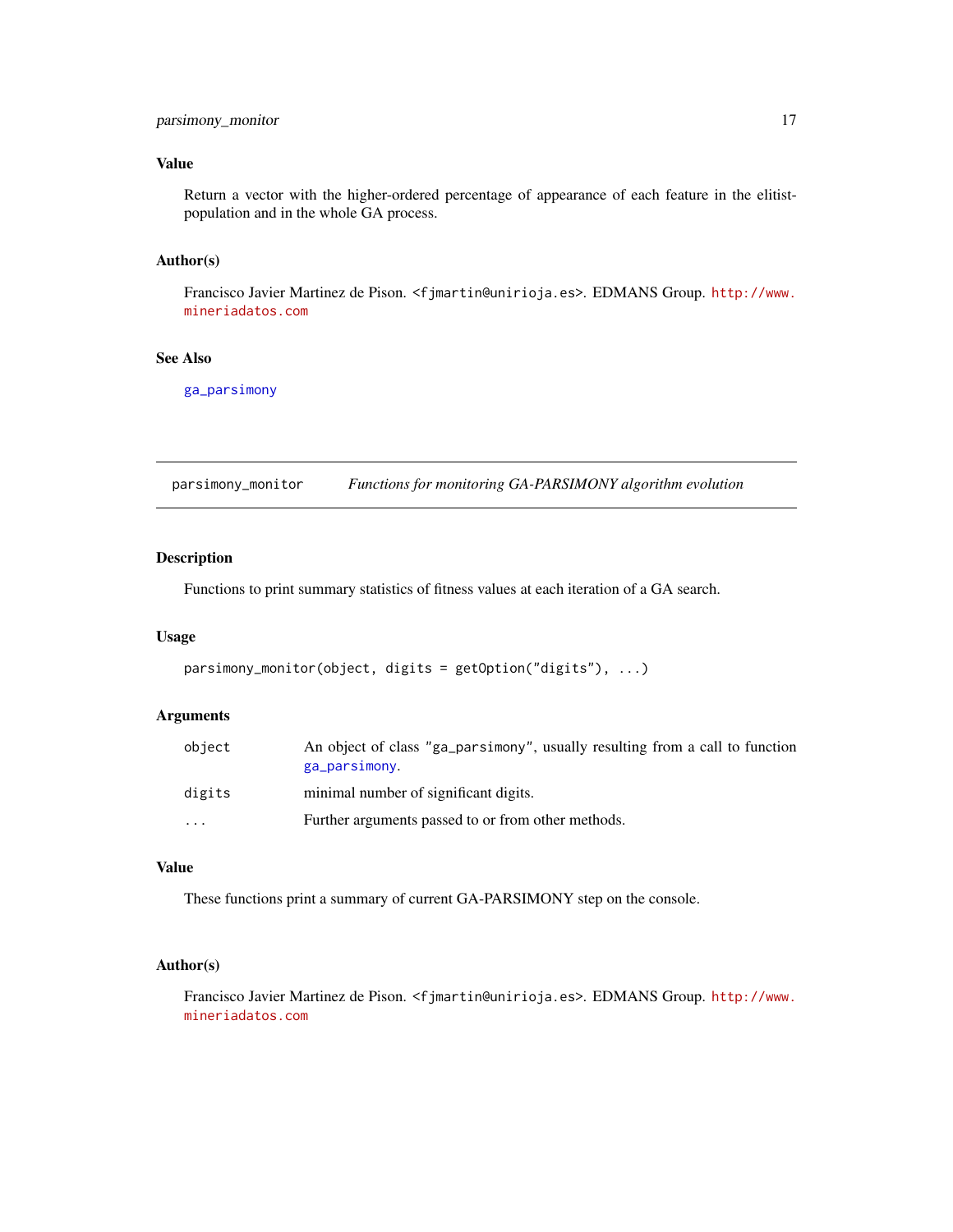### Value

Return a vector with the higher-ordered percentage of appearance of each feature in the elitist-population and in the whole GA process.

### Author(s)

Francisco Javier Martinez de Pison. <fjmartin@unirioja.es>. EDMANS Group. http://www.mineriadatos.com

### See Also

ga_parsimony

---

## parsimony_monitor *Functions for monitoring GA-PARSIMONY algorithm evolution*

---

### Description

Functions to print summary statistics of fitness values at each iteration of a GA search.

### Usage

```
parsimony_monitor(object, digits = getOption("digits"), ...)
```

### Arguments

| | |
|---|---|
| object | An object of class "ga_parsimony", usually resulting from a call to function ga_parsimony. |
| digits | minimal number of significant digits. |
| ... | Further arguments passed to or from other methods. |

### Value

These functions print a summary of current GA-PARSIMONY step on the console.

### Author(s)

Francisco Javier Martinez de Pison. <fjmartin@unirioja.es>. EDMANS Group. http://www.mineriadatos.com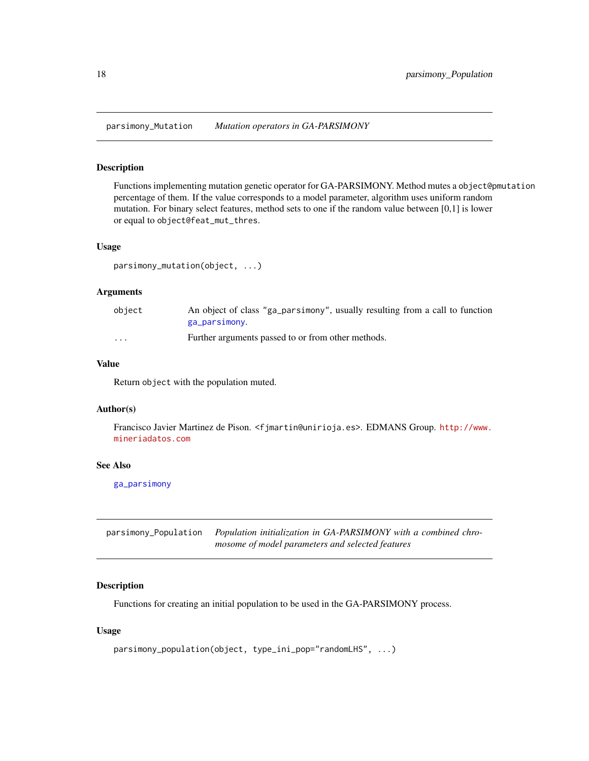## parsimony_Mutation *Mutation operators in GA-PARSIMONY*

### Description

Functions implementing mutation genetic operator for GA-PARSIMONY. Method mutes a `object@pmutation` percentage of them. If the value corresponds to a model parameter, algorithm uses uniform random mutation. For binary select features, method sets to one if the random value between [0,1] is lower or equal to `object@feat_mut_thres`.

### Usage

```
parsimony_mutation(object, ...)
```

### Arguments

| | |
|---|---|
| `object` | An object of class `"ga_parsimony"`, usually resulting from a call to function `ga_parsimony`. |
| `...` | Further arguments passed to or from other methods. |

### Value

Return `object` with the population muted.

### Author(s)

Francisco Javier Martinez de Pison. <fjmartin@unirioja.es>. EDMANS Group. http://www.mineriadatos.com

### See Also

`ga_parsimony`

## parsimony_Population *Population initialization in GA-PARSIMONY with a combined chromosome of model parameters and selected features*

### Description

Functions for creating an initial population to be used in the GA-PARSIMONY process.

### Usage

```
parsimony_population(object, type_ini_pop="randomLHS", ...)
```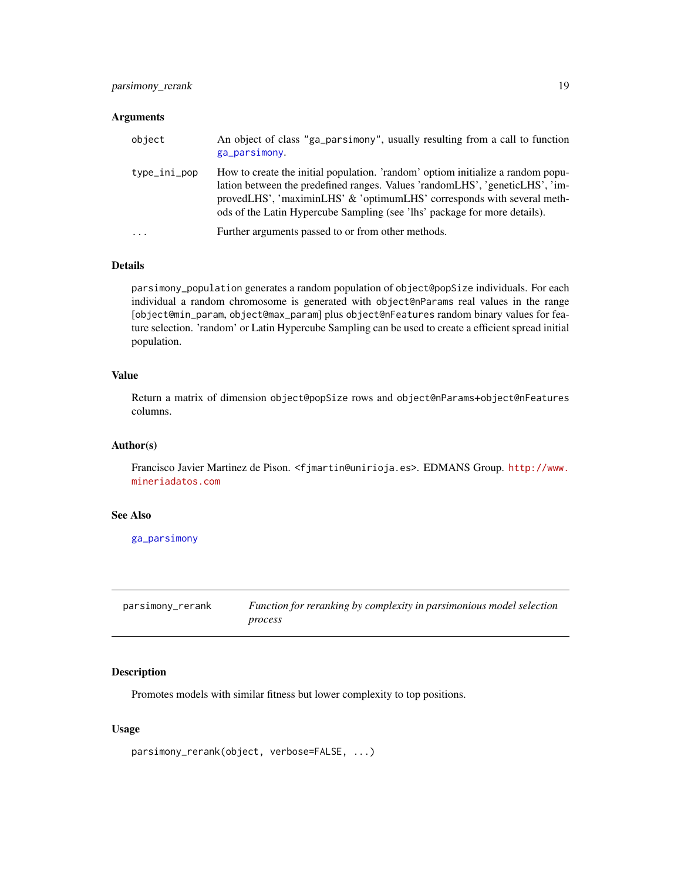### Arguments

| | |
|---|---|
| `object` | An object of class "ga_parsimony", usually resulting from a call to function `ga_parsimony`. |
| `type_ini_pop` | How to create the initial population. 'random' optiom initialize a random population between the predefined ranges. Values 'randomLHS', 'geneticLHS', 'improvedLHS', 'maximinLHS' & 'optimumLHS' corresponds with several methods of the Latin Hypercube Sampling (see 'lhs' package for more details). |
| `...` | Further arguments passed to or from other methods. |

### Details

`parsimony_population` generates a random population of `object@popSize` individuals. For each individual a random chromosome is generated with `object@nParams` real values in the range [`object@min_param`, `object@max_param`] plus `object@nFeatures` random binary values for feature selection. 'random' or Latin Hypercube Sampling can be used to create a efficient spread initial population.

### Value

Return a matrix of dimension `object@popSize` rows and `object@nParams+object@nFeatures` columns.

### Author(s)

Francisco Javier Martinez de Pison. <fjmartin@unirioja.es>. EDMANS Group. http://www.mineriadatos.com

### See Also

`ga_parsimony`

---

## parsimony_rerank — *Function for reranking by complexity in parsimonious model selection process*

### Description

Promotes models with similar fitness but lower complexity to top positions.

### Usage

```
parsimony_rerank(object, verbose=FALSE, ...)
```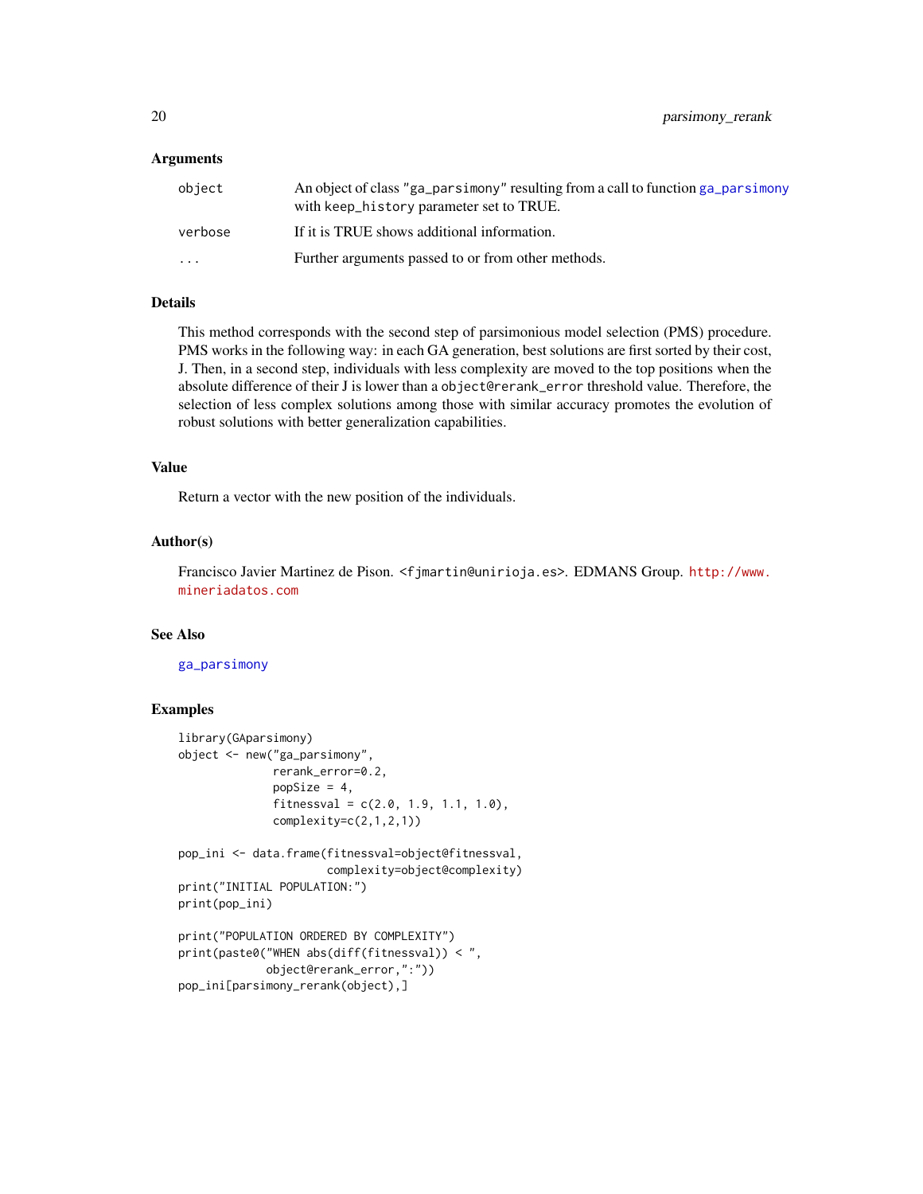### Arguments

| | |
|---|---|
| object | An object of class "ga_parsimony" resulting from a call to function ga_parsimony with keep_history parameter set to TRUE. |
| verbose | If it is TRUE shows additional information. |
| ... | Further arguments passed to or from other methods. |

### Details

This method corresponds with the second step of parsimonious model selection (PMS) procedure. PMS works in the following way: in each GA generation, best solutions are first sorted by their cost, J. Then, in a second step, individuals with less complexity are moved to the top positions when the absolute difference of their J is lower than a object@rerank_error threshold value. Therefore, the selection of less complex solutions among those with similar accuracy promotes the evolution of robust solutions with better generalization capabilities.

### Value

Return a vector with the new position of the individuals.

### Author(s)

Francisco Javier Martinez de Pison. <fjmartin@unirioja.es>. EDMANS Group. http://www.mineriadatos.com

### See Also

ga_parsimony

### Examples

```
library(GAparsimony)
object <- new("ga_parsimony",
              rerank_error=0.2,
              popSize = 4,
              fitnessval = c(2.0, 1.9, 1.1, 1.0),
              complexity=c(2,1,2,1))

pop_ini <- data.frame(fitnessval=object@fitnessval,
                      complexity=object@complexity)
print("INITIAL POPULATION:")
print(pop_ini)

print("POPULATION ORDERED BY COMPLEXITY")
print(paste0("WHEN abs(diff(fitnessval)) < ",
             object@rerank_error,":"))
pop_ini[parsimony_rerank(object),]
```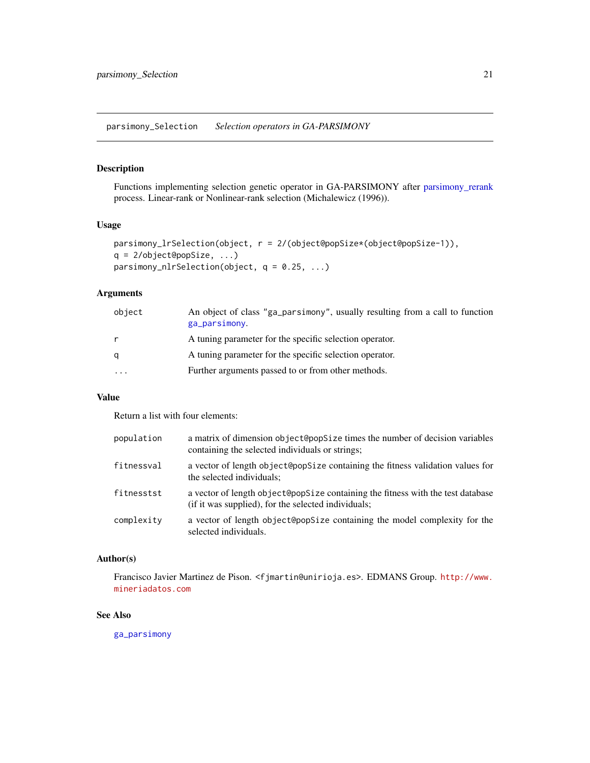## parsimony_Selection — *Selection operators in GA-PARSIMONY*

### Description

Functions implementing selection genetic operator in GA-PARSIMONY after parsimony_rerank process. Linear-rank or Nonlinear-rank selection (Michalewicz (1996)).

### Usage

```
parsimony_lrSelection(object, r = 2/(object@popSize*(object@popSize-1)),
q = 2/object@popSize, ...)
parsimony_nlrSelection(object, q = 0.25, ...)
```

### Arguments

| | |
|---|---|
| `object` | An object of class "ga_parsimony", usually resulting from a call to function `ga_parsimony`. |
| `r` | A tuning parameter for the specific selection operator. |
| `q` | A tuning parameter for the specific selection operator. |
| `...` | Further arguments passed to or from other methods. |

### Value

Return a list with four elements:

| | |
|---|---|
| `population` | a matrix of dimension `object@popSize` times the number of decision variables containing the selected individuals or strings; |
| `fitnessval` | a vector of length `object@popSize` containing the fitness validation values for the selected individuals; |
| `fitnesstst` | a vector of length `object@popSize` containing the fitness with the test database (if it was supplied), for the selected individuals; |
| `complexity` | a vector of length `object@popSize` containing the model complexity for the selected individuals. |

### Author(s)

Francisco Javier Martinez de Pison. <fjmartin@unirioja.es>. EDMANS Group. `http://www.mineriadatos.com`

### See Also

`ga_parsimony`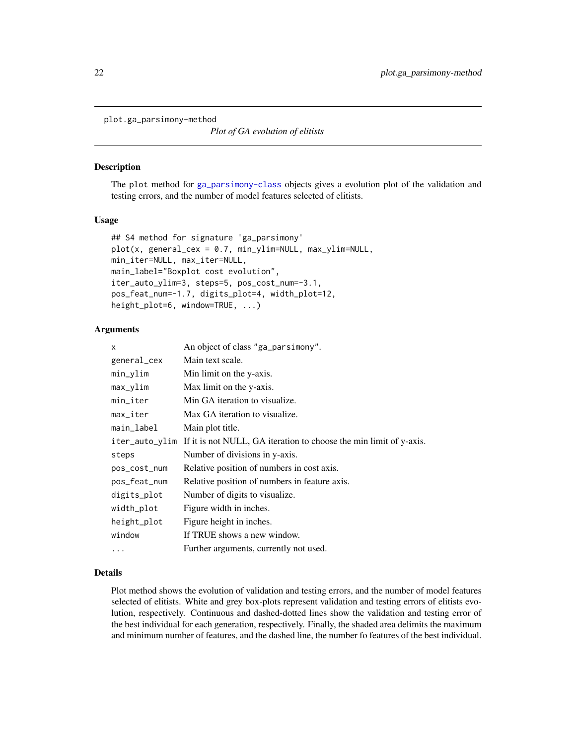plot.ga_parsimony-method

*Plot of GA evolution of elitists*

## Description

The plot method for ga_parsimony-class objects gives a evolution plot of the validation and testing errors, and the number of model features selected of elitists.

## Usage

```
## S4 method for signature 'ga_parsimony'
plot(x, general_cex = 0.7, min_ylim=NULL, max_ylim=NULL,
min_iter=NULL, max_iter=NULL,
main_label="Boxplot cost evolution",
iter_auto_ylim=3, steps=5, pos_cost_num=-3.1,
pos_feat_num=-1.7, digits_plot=4, width_plot=12,
height_plot=6, window=TRUE, ...)
```

## Arguments

| | |
|---|---|
| x | An object of class "ga_parsimony". |
| general_cex | Main text scale. |
| min_ylim | Min limit on the y-axis. |
| max_ylim | Max limit on the y-axis. |
| min_iter | Min GA iteration to visualize. |
| max_iter | Max GA iteration to visualize. |
| main_label | Main plot title. |
| iter_auto_ylim | If it is not NULL, GA iteration to choose the min limit of y-axis. |
| steps | Number of divisions in y-axis. |
| pos_cost_num | Relative position of numbers in cost axis. |
| pos_feat_num | Relative position of numbers in feature axis. |
| digits_plot | Number of digits to visualize. |
| width_plot | Figure width in inches. |
| height_plot | Figure height in inches. |
| window | If TRUE shows a new window. |
| ... | Further arguments, currently not used. |

## Details

Plot method shows the evolution of validation and testing errors, and the number of model features selected of elitists. White and grey box-plots represent validation and testing errors of elitists evolution, respectively. Continuous and dashed-dotted lines show the validation and testing error of the best individual for each generation, respectively. Finally, the shaded area delimits the maximum and minimum number of features, and the dashed line, the number fo features of the best individual.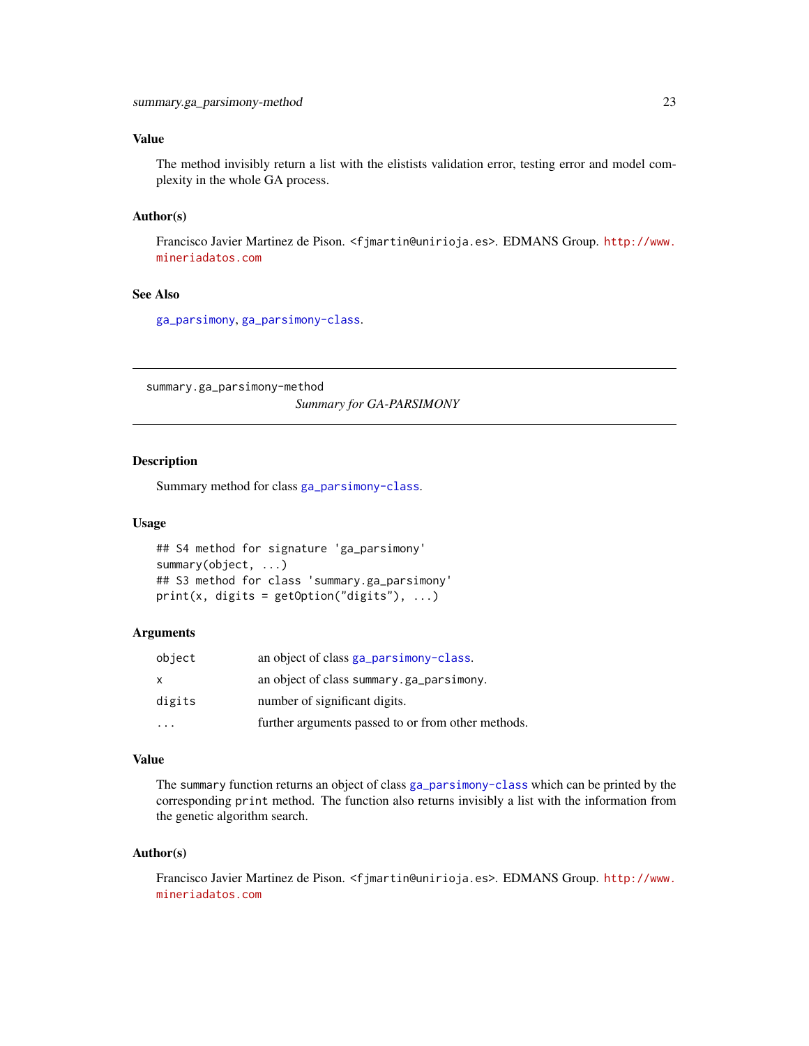### Value

The method invisibly return a list with the elistists validation error, testing error and model complexity in the whole GA process.

### Author(s)

Francisco Javier Martinez de Pison. <fjmartin@unirioja.es>. EDMANS Group. http://www.mineriadatos.com

### See Also

ga_parsimony, ga_parsimony-class.

---

## summary.ga_parsimony-method — *Summary for GA-PARSIMONY*

---

### Description

Summary method for class ga_parsimony-class.

### Usage

```
## S4 method for signature 'ga_parsimony'
summary(object, ...)
## S3 method for class 'summary.ga_parsimony'
print(x, digits = getOption("digits"), ...)
```

### Arguments

| | |
|---|---|
| object | an object of class ga_parsimony-class. |
| x | an object of class summary.ga_parsimony. |
| digits | number of significant digits. |
| ... | further arguments passed to or from other methods. |

### Value

The summary function returns an object of class ga_parsimony-class which can be printed by the corresponding print method. The function also returns invisibly a list with the information from the genetic algorithm search.

### Author(s)

Francisco Javier Martinez de Pison. <fjmartin@unirioja.es>. EDMANS Group. http://www.mineriadatos.com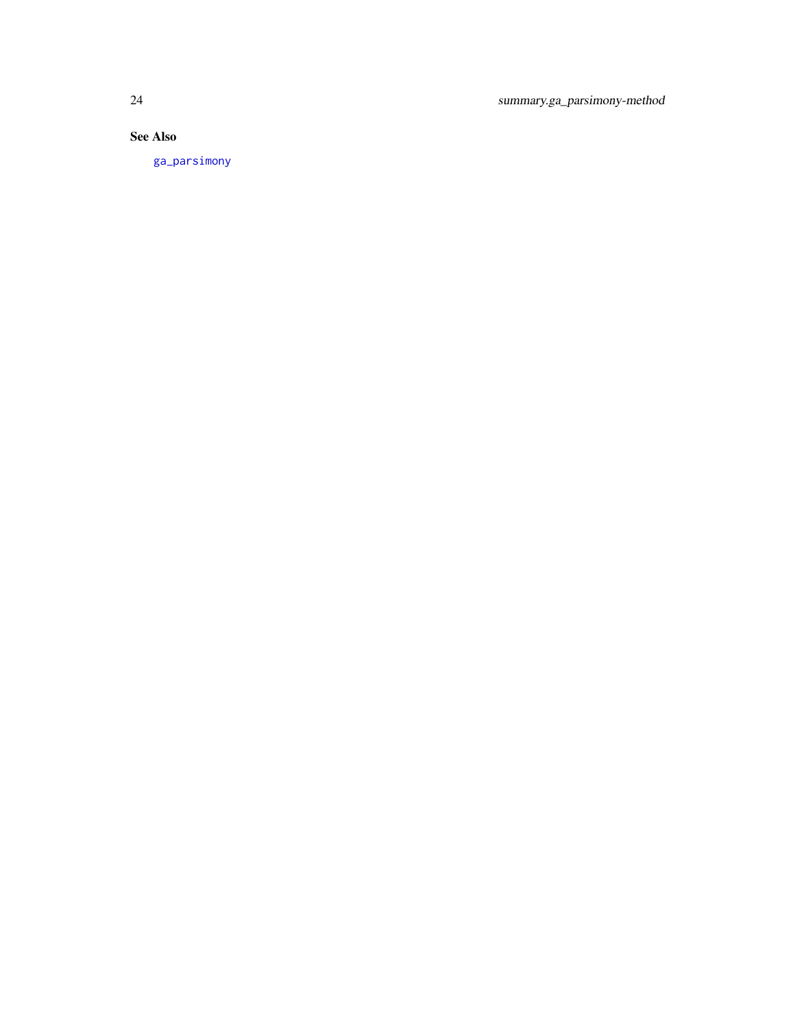## See Also

ga_parsimony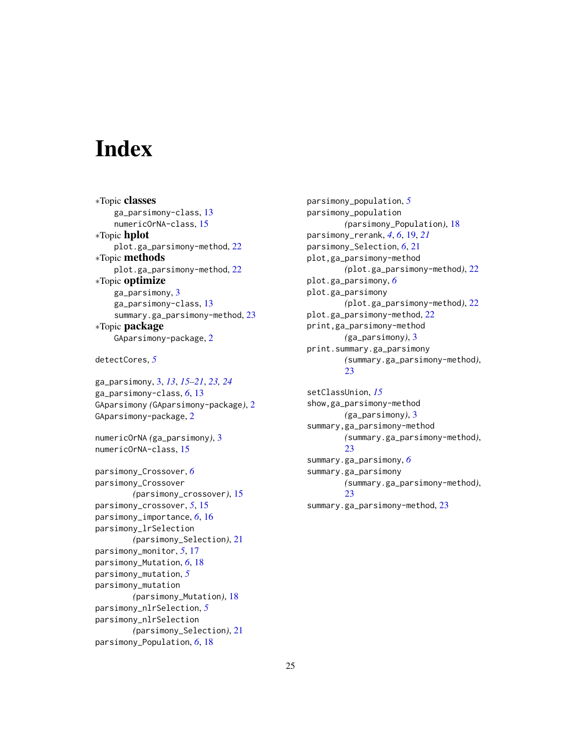# Index

∗Topic **classes**
  ga_parsimony-class, 13
  numericOrNA-class, 15
∗Topic **hplot**
  plot.ga_parsimony-method, 22
∗Topic **methods**
  plot.ga_parsimony-method, 22
∗Topic **optimize**
  ga_parsimony, 3
  ga_parsimony-class, 13
  summary.ga_parsimony-method, 23
∗Topic **package**
  GAparsimony-package, 2

detectCores, *5*

ga_parsimony, 3, *13*, *15–21*, *23, 24*
ga_parsimony-class, *6*, 13
GAparsimony *(*GAparsimony-package*)*, 2
GAparsimony-package, 2

numericOrNA *(*ga_parsimony*)*, 3
numericOrNA-class, 15

parsimony_Crossover, *6*
parsimony_Crossover
    *(*parsimony_crossover*)*, 15
parsimony_crossover, *5*, 15
parsimony_importance, *6*, 16
parsimony_lrSelection
    *(*parsimony_Selection*)*, 21
parsimony_monitor, *5*, 17
parsimony_Mutation, *6*, 18
parsimony_mutation, *5*
parsimony_mutation
    *(*parsimony_Mutation*)*, 18
parsimony_nlrSelection, *5*
parsimony_nlrSelection
    *(*parsimony_Selection*)*, 21
parsimony_Population, *6*, 18
parsimony_population, *5*
parsimony_population
    *(*parsimony_Population*)*, 18
parsimony_rerank, *4*, *6*, 19, *21*
parsimony_Selection, *6*, 21
plot,ga_parsimony-method
    *(*plot.ga_parsimony-method*)*, 22
plot.ga_parsimony, *6*
plot.ga_parsimony
    *(*plot.ga_parsimony-method*)*, 22
plot.ga_parsimony-method, 22
print,ga_parsimony-method
    *(*ga_parsimony*)*, 3
print.summary.ga_parsimony
    *(*summary.ga_parsimony-method*)*,
    23

setClassUnion, *15*
show,ga_parsimony-method
    *(*ga_parsimony*)*, 3
summary,ga_parsimony-method
    *(*summary.ga_parsimony-method*)*,
    23
summary.ga_parsimony, *6*
summary.ga_parsimony
    *(*summary.ga_parsimony-method*)*,
    23
summary.ga_parsimony-method, 23